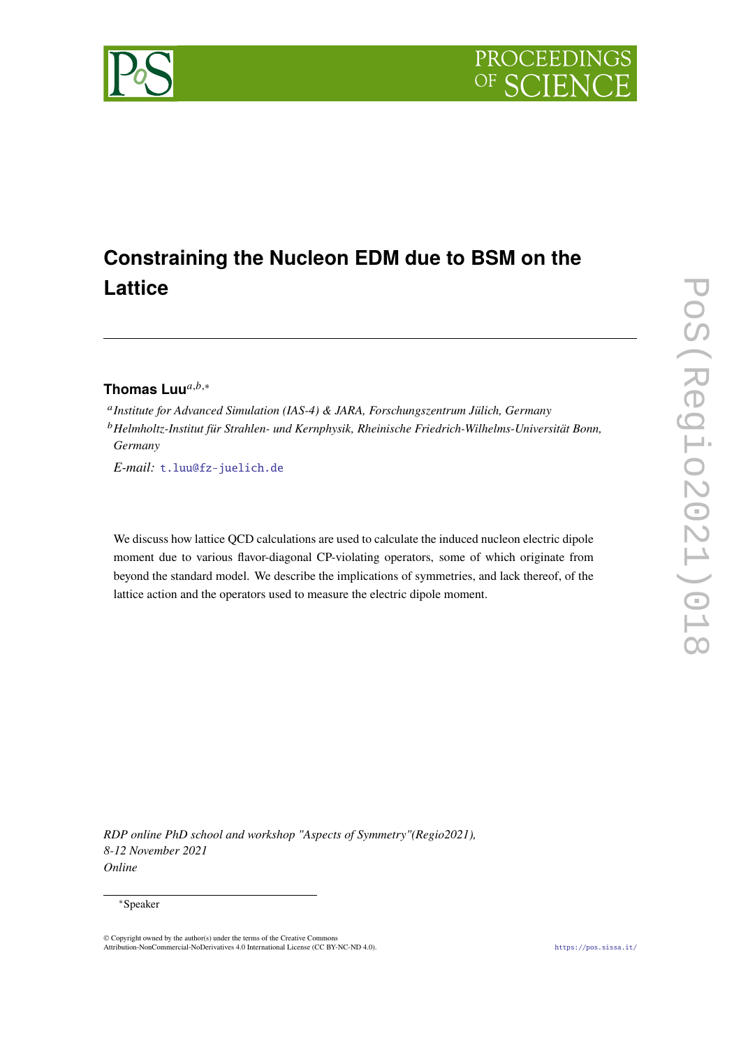# Constraining the Nucleon EDM due to BSM on the Lattice

**Thomas Luu**[a,b,*]

[a] *Institute for Advanced Simulation (IAS-4) & JARA, Forschungszentrum Jülich, Germany*

[b] *Helmholtz-Institut für Strahlen- und Kernphysik, Rheinische Friedrich-Wilhelms-Universität Bonn, Germany*

*E-mail:* t.luu@fz-juelich.de

We discuss how lattice QCD calculations are used to calculate the induced nucleon electric dipole moment due to various flavor-diagonal CP-violating operators, some of which originate from beyond the standard model. We describe the implications of symmetries, and lack thereof, of the lattice action and the operators used to measure the electric dipole moment.

*RDP online PhD school and workshop "Aspects of Symmetry"(Regio2021),*
*8-12 November 2021*
*Online*

[*] Speaker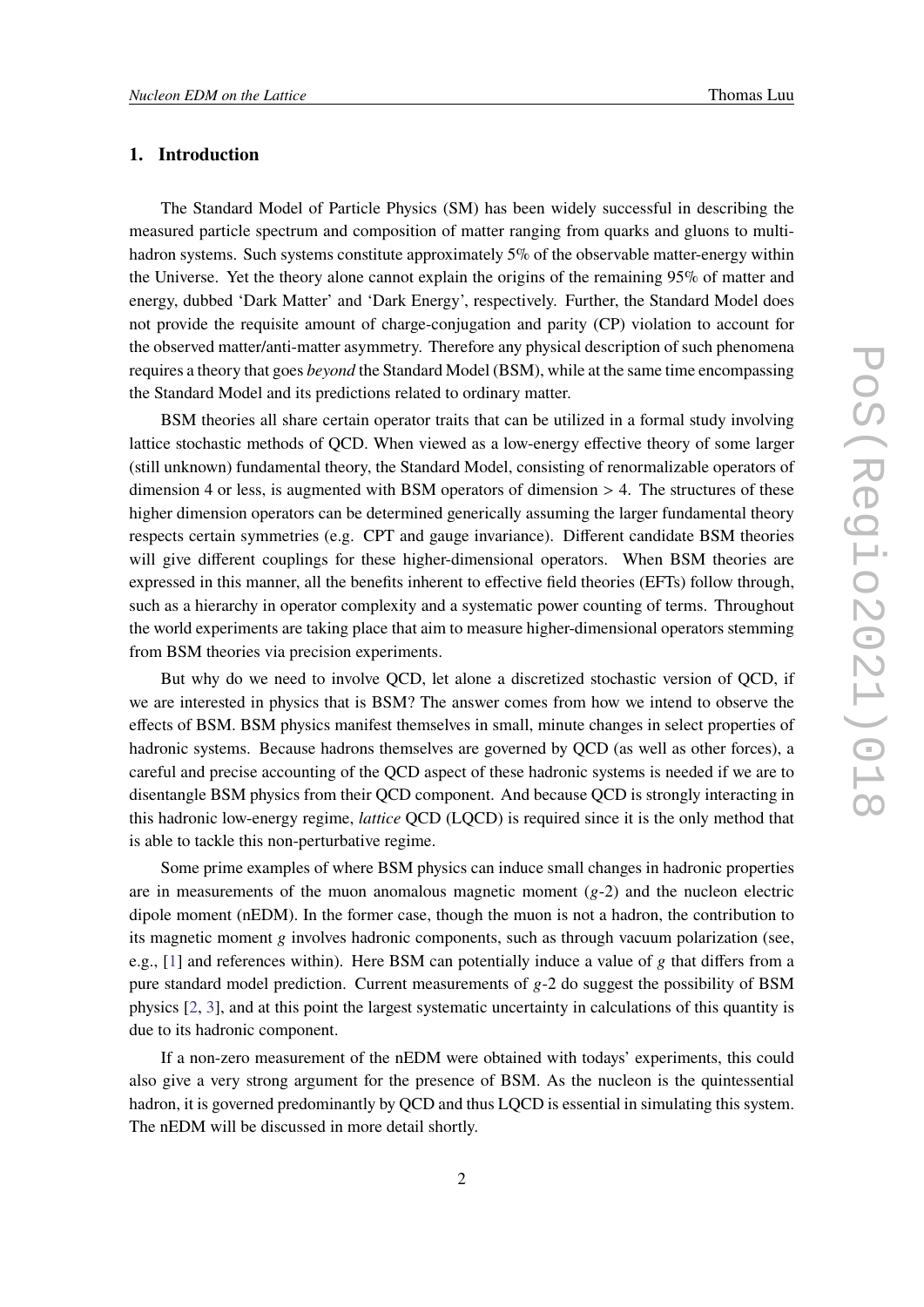## 1. Introduction

The Standard Model of Particle Physics (SM) has been widely successful in describing the measured particle spectrum and composition of matter ranging from quarks and gluons to multi-hadron systems. Such systems constitute approximately 5% of the observable matter-energy within the Universe. Yet the theory alone cannot explain the origins of the remaining 95% of matter and energy, dubbed 'Dark Matter' and 'Dark Energy', respectively. Further, the Standard Model does not provide the requisite amount of charge-conjugation and parity (CP) violation to account for the observed matter/anti-matter asymmetry. Therefore any physical description of such phenomena requires a theory that goes *beyond* the Standard Model (BSM), while at the same time encompassing the Standard Model and its predictions related to ordinary matter.

BSM theories all share certain operator traits that can be utilized in a formal study involving lattice stochastic methods of QCD. When viewed as a low-energy effective theory of some larger (still unknown) fundamental theory, the Standard Model, consisting of renormalizable operators of dimension 4 or less, is augmented with BSM operators of dimension $> 4$. The structures of these higher dimension operators can be determined generically assuming the larger fundamental theory respects certain symmetries (e.g. CPT and gauge invariance). Different candidate BSM theories will give different couplings for these higher-dimensional operators. When BSM theories are expressed in this manner, all the benefits inherent to effective field theories (EFTs) follow through, such as a hierarchy in operator complexity and a systematic power counting of terms. Throughout the world experiments are taking place that aim to measure higher-dimensional operators stemming from BSM theories via precision experiments.

But why do we need to involve QCD, let alone a discretized stochastic version of QCD, if we are interested in physics that is BSM? The answer comes from how we intend to observe the effects of BSM. BSM physics manifest themselves in small, minute changes in select properties of hadronic systems. Because hadrons themselves are governed by QCD (as well as other forces), a careful and precise accounting of the QCD aspect of these hadronic systems is needed if we are to disentangle BSM physics from their QCD component. And because QCD is strongly interacting in this hadronic low-energy regime, *lattice* QCD (LQCD) is required since it is the only method that is able to tackle this non-perturbative regime.

Some prime examples of where BSM physics can induce small changes in hadronic properties are in measurements of the muon anomalous magnetic moment ($g$-2) and the nucleon electric dipole moment (nEDM). In the former case, though the muon is not a hadron, the contribution to its magnetic moment $g$ involves hadronic components, such as through vacuum polarization (see, e.g., [1] and references within). Here BSM can potentially induce a value of $g$ that differs from a pure standard model prediction. Current measurements of $g$-2 do suggest the possibility of BSM physics [2, 3], and at this point the largest systematic uncertainty in calculations of this quantity is due to its hadronic component.

If a non-zero measurement of the nEDM were obtained with todays' experiments, this could also give a very strong argument for the presence of BSM. As the nucleon is the quintessential hadron, it is governed predominantly by QCD and thus LQCD is essential in simulating this system. The nEDM will be discussed in more detail shortly.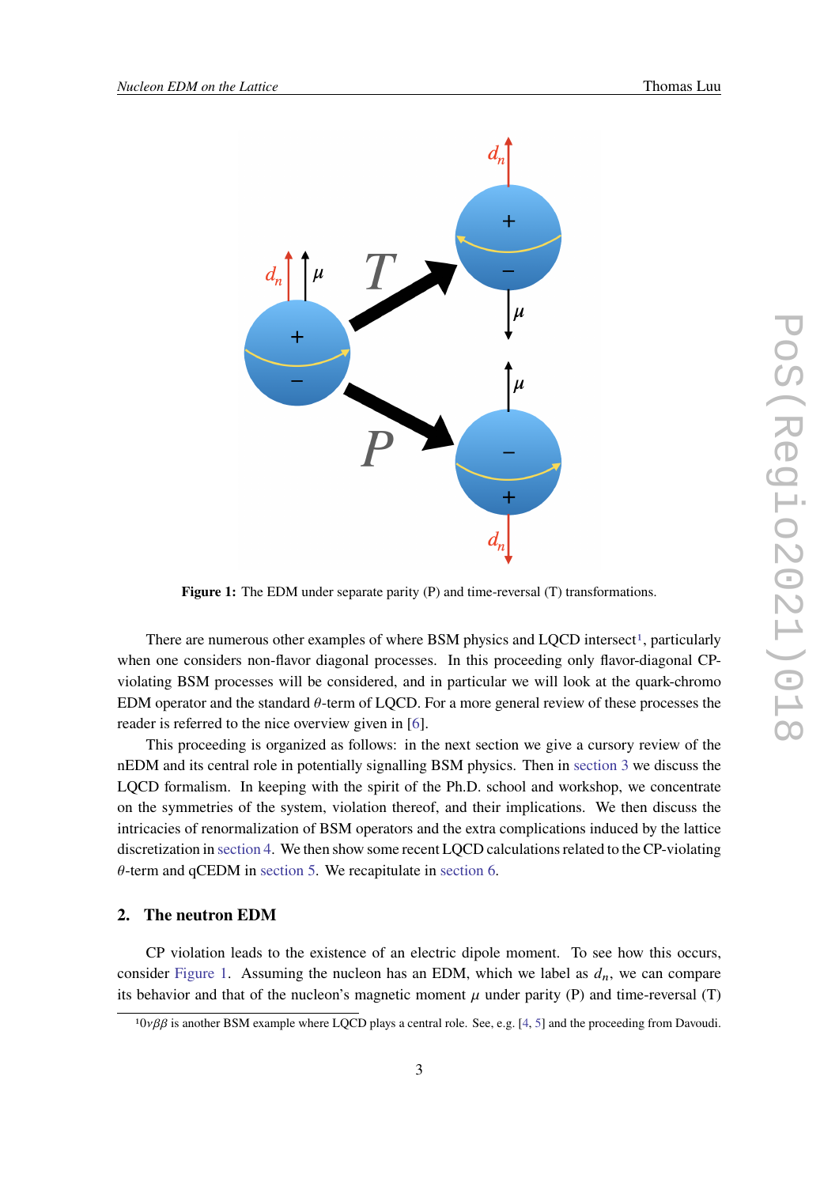Figure 1: The EDM under separate parity (P) and time-reversal (T) transformations.

There are numerous other examples of where BSM physics and LQCD intersect[1], particularly when one considers non-flavor diagonal processes. In this proceeding only flavor-diagonal CP-violating BSM processes will be considered, and in particular we will look at the quark-chromo EDM operator and the standard $\theta$-term of LQCD. For a more general review of these processes the reader is referred to the nice overview given in [6].

This proceeding is organized as follows: in the next section we give a cursory review of the nEDM and its central role in potentially signalling BSM physics. Then in section 3 we discuss the LQCD formalism. In keeping with the spirit of the Ph.D. school and workshop, we concentrate on the symmetries of the system, violation thereof, and their implications. We then discuss the intricacies of renormalization of BSM operators and the extra complications induced by the lattice discretization in section 4. We then show some recent LQCD calculations related to the CP-violating $\theta$-term and qCEDM in section 5. We recapitulate in section 6.

## 2. The neutron EDM

CP violation leads to the existence of an electric dipole moment. To see how this occurs, consider Figure 1. Assuming the nucleon has an EDM, which we label as $d_n$, we can compare its behavior and that of the nucleon's magnetic moment $\mu$ under parity (P) and time-reversal (T)

[1] $0\nu\beta\beta$ is another BSM example where LQCD plays a central role. See, e.g. [4, 5] and the proceeding from Davoudi.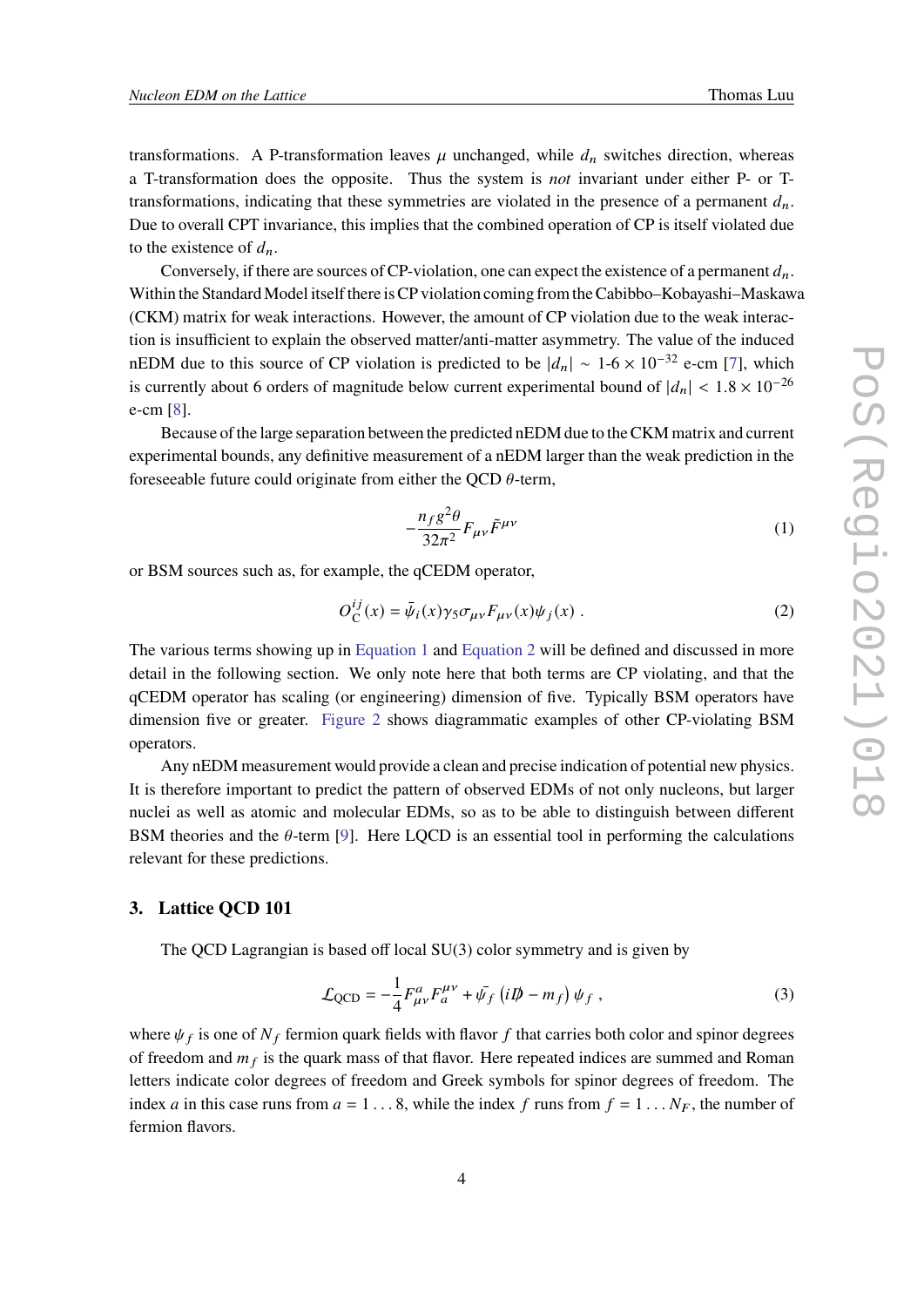transformations. A P-transformation leaves $\mu$ unchanged, while $d_n$ switches direction, whereas a T-transformation does the opposite. Thus the system is *not* invariant under either P- or T-transformations, indicating that these symmetries are violated in the presence of a permanent $d_n$. Due to overall CPT invariance, this implies that the combined operation of CP is itself violated due to the existence of $d_n$.

Conversely, if there are sources of CP-violation, one can expect the existence of a permanent $d_n$. Within the Standard Model itself there is CP violation coming from the Cabibbo–Kobayashi–Maskawa (CKM) matrix for weak interactions. However, the amount of CP violation due to the weak interaction is insufficient to explain the observed matter/anti-matter asymmetry. The value of the induced nEDM due to this source of CP violation is predicted to be $|d_n| \sim$ 1-6 $\times 10^{-32}$ e-cm [7], which is currently about 6 orders of magnitude below current experimental bound of $|d_n| < 1.8 \times 10^{-26}$ e-cm [8].

Because of the large separation between the predicted nEDM due to the CKM matrix and current experimental bounds, any definitive measurement of a nEDM larger than the weak prediction in the foreseeable future could originate from either the QCD $\theta$-term,

$$-\frac{n_f g^2 \theta}{32\pi^2} F_{\mu\nu} \tilde{F}^{\mu\nu} \tag{1}$$

or BSM sources such as, for example, the qCEDM operator,

$$O_C^{ij}(x) = \bar{\psi}_i(x) \gamma_5 \sigma_{\mu\nu} F_{\mu\nu}(x) \psi_j(x) \; . \tag{2}$$

The various terms showing up in Equation 1 and Equation 2 will be defined and discussed in more detail in the following section. We only note here that both terms are CP violating, and that the qCEDM operator has scaling (or engineering) dimension of five. Typically BSM operators have dimension five or greater. Figure 2 shows diagrammatic examples of other CP-violating BSM operators.

Any nEDM measurement would provide a clean and precise indication of potential new physics. It is therefore important to predict the pattern of observed EDMs of not only nucleons, but larger nuclei as well as atomic and molecular EDMs, so as to be able to distinguish between different BSM theories and the $\theta$-term [9]. Here LQCD is an essential tool in performing the calculations relevant for these predictions.

## 3. Lattice QCD 101

The QCD Lagrangian is based off local SU(3) color symmetry and is given by

$$\mathcal{L}_{\rm QCD} = -\frac{1}{4} F^a_{\mu\nu} F_a^{\mu\nu} + \bar{\psi}_f \left( i \not{D} - m_f \right) \psi_f \; , \tag{3}$$

where $\psi_f$ is one of $N_f$ fermion quark fields with flavor $f$ that carries both color and spinor degrees of freedom and $m_f$ is the quark mass of that flavor. Here repeated indices are summed and Roman letters indicate color degrees of freedom and Greek symbols for spinor degrees of freedom. The index $a$ in this case runs from $a = 1 \ldots 8$, while the index $f$ runs from $f = 1 \ldots N_F$, the number of fermion flavors.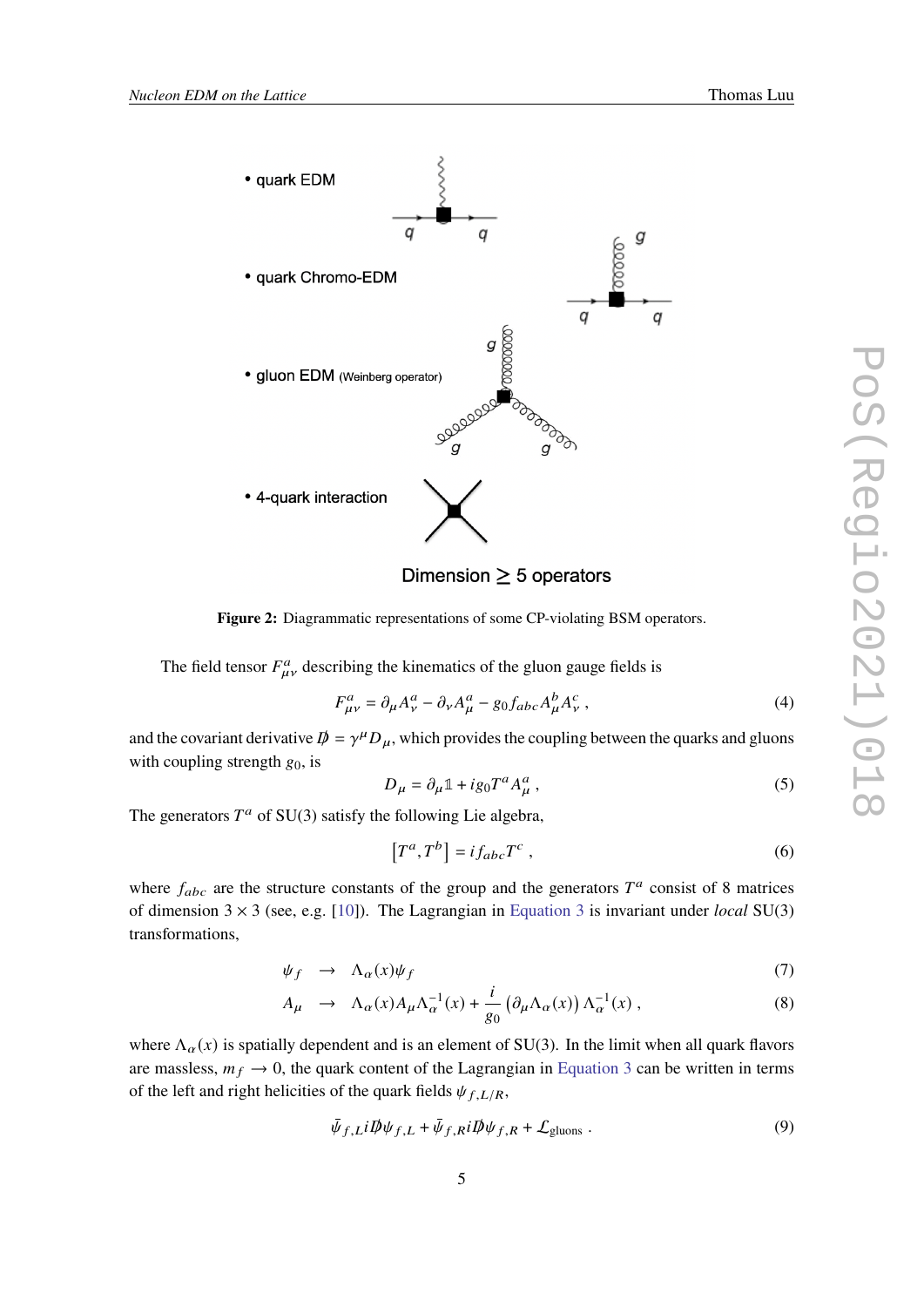Figure 2: Diagrammatic representations of some CP-violating BSM operators.

The field tensor $F^a_{\mu\nu}$ describing the kinematics of the gluon gauge fields is

$$F^a_{\mu\nu} = \partial_\mu A^a_\nu - \partial_\nu A^a_\mu - g_0 f_{abc} A^b_\mu A^c_\nu \ , \tag{4}$$

and the covariant derivative $\not{D} = \gamma^\mu D_\mu$, which provides the coupling between the quarks and gluons with coupling strength $g_0$, is

$$D_\mu = \partial_\mu \mathbb{1} + i g_0 T^a A^a_\mu \ , \tag{5}$$

The generators $T^a$ of SU(3) satisfy the following Lie algebra,

$$\left[T^a, T^b\right] = i f_{abc} T^c \ , \tag{6}$$

where $f_{abc}$ are the structure constants of the group and the generators $T^a$ consist of 8 matrices of dimension $3 \times 3$ (see, e.g. [10]). The Lagrangian in Equation 3 is invariant under *local* SU(3) transformations,

$$\psi_f \ \rightarrow \ \Lambda_\alpha(x)\psi_f \tag{7}$$

$$A_\mu \ \rightarrow \ \Lambda_\alpha(x) A_\mu \Lambda^{-1}_\alpha(x) + \frac{i}{g_0}\left(\partial_\mu \Lambda_\alpha(x)\right)\Lambda^{-1}_\alpha(x) \ , \tag{8}$$

where $\Lambda_\alpha(x)$ is spatially dependent and is an element of SU(3). In the limit when all quark flavors are massless, $m_f \rightarrow 0$, the quark content of the Lagrangian in Equation 3 can be written in terms of the left and right helicities of the quark fields $\psi_{f,L/R}$,

$$\bar{\psi}_{f,L} i\not{D}\psi_{f,L} + \bar{\psi}_{f,R} i\not{D}\psi_{f,R} + \mathcal{L}_{\text{gluons}} \ . \tag{9}$$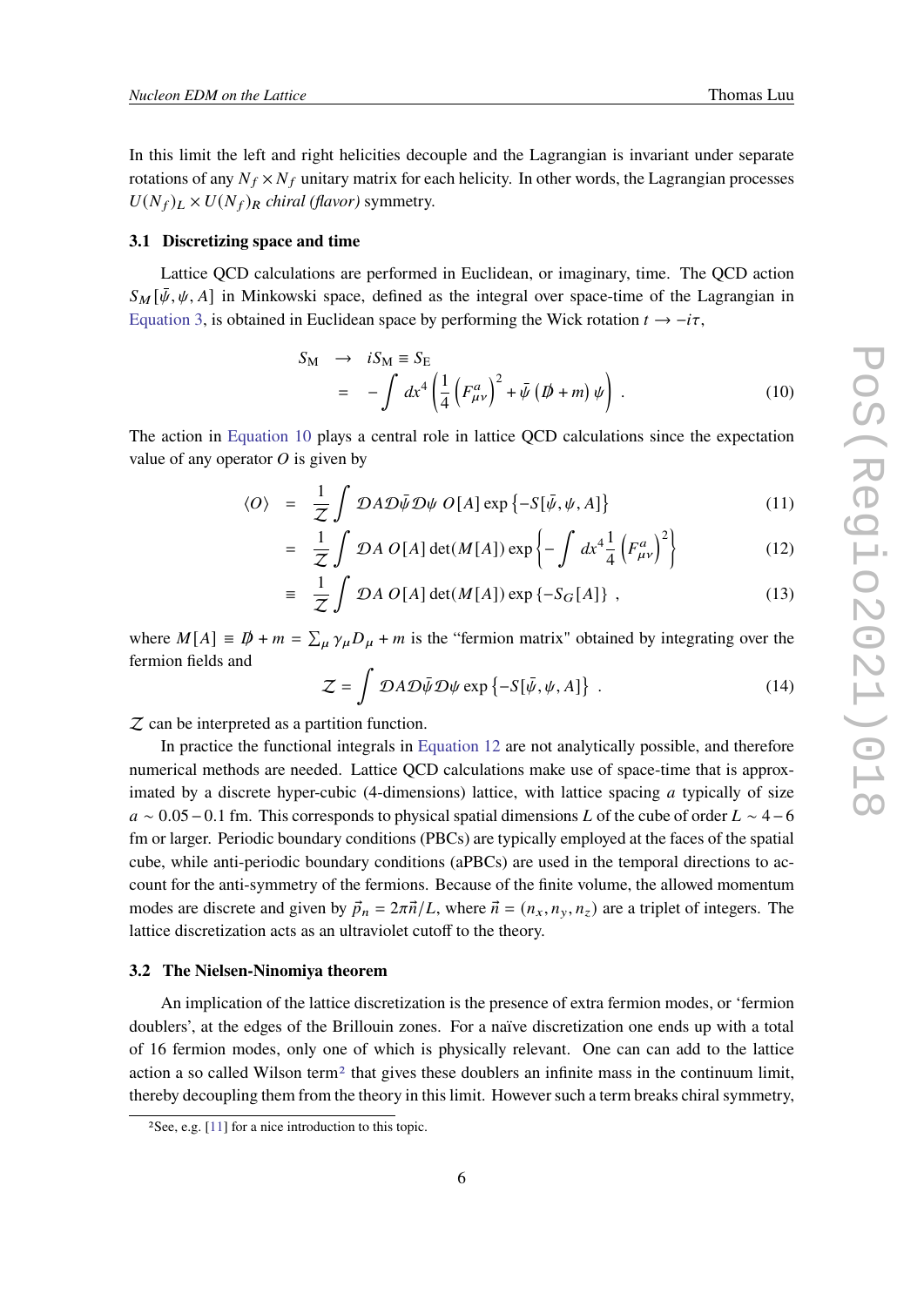In this limit the left and right helicities decouple and the Lagrangian is invariant under separate rotations of any $N_f \times N_f$ unitary matrix for each helicity. In other words, the Lagrangian processes $U(N_f)_L \times U(N_f)_R$ *chiral (flavor)* symmetry.

### 3.1 Discretizing space and time

Lattice QCD calculations are performed in Euclidean, or imaginary, time. The QCD action $S_M[\bar\psi, \psi, A]$ in Minkowski space, defined as the integral over space-time of the Lagrangian in Equation 3, is obtained in Euclidean space by performing the Wick rotation $t \to -i\tau$,

$$
\begin{aligned}
S_\mathrm{M} \quad &\to \quad iS_\mathrm{M} \equiv S_\mathrm{E} \\
&= \quad -\int dx^4 \left( \frac{1}{4} \left( F^a_{\mu\nu} \right)^2 + \bar\psi \left( \not{D} + m \right) \psi \right) \ . \qquad (10)
\end{aligned}
$$

The action in Equation 10 plays a central role in lattice QCD calculations since the expectation value of any operator $O$ is given by

$$
\begin{aligned}
\langle O \rangle \quad &= \quad \frac{1}{\mathcal{Z}} \int \mathcal{D}A \mathcal{D}\bar\psi \mathcal{D}\psi \; O[A] \exp\left\{ -S[\bar\psi, \psi, A] \right\} \qquad (11) \\
&= \quad \frac{1}{\mathcal{Z}} \int \mathcal{D}A \; O[A] \det(M[A]) \exp\left\{ -\int dx^4 \frac{1}{4} \left( F^a_{\mu\nu} \right)^2 \right\} \qquad (12) \\
&\equiv \quad \frac{1}{\mathcal{Z}} \int \mathcal{D}A \; O[A] \det(M[A]) \exp\left\{ -S_G[A] \right\} \ , \qquad (13)
\end{aligned}
$$

where $M[A] \equiv \not{D} + m = \sum_\mu \gamma_\mu D_\mu + m$ is the "fermion matrix" obtained by integrating over the fermion fields and

$$
\mathcal{Z} = \int \mathcal{D}A \mathcal{D}\bar\psi \mathcal{D}\psi \exp\left\{ -S[\bar\psi, \psi, A] \right\} \ . \qquad (14)
$$

$\mathcal{Z}$ can be interpreted as a partition function.

In practice the functional integrals in Equation 12 are not analytically possible, and therefore numerical methods are needed. Lattice QCD calculations make use of space-time that is approximated by a discrete hyper-cubic (4-dimensions) lattice, with lattice spacing $a$ typically of size $a \sim 0.05 - 0.1$ fm. This corresponds to physical spatial dimensions $L$ of the cube of order $L \sim 4 - 6$ fm or larger. Periodic boundary conditions (PBCs) are typically employed at the faces of the spatial cube, while anti-periodic boundary conditions (aPBCs) are used in the temporal directions to account for the anti-symmetry of the fermions. Because of the finite volume, the allowed momentum modes are discrete and given by $\vec{p}_n = 2\pi\vec{n}/L$, where $\vec{n} = (n_x, n_y, n_z)$ are a triplet of integers. The lattice discretization acts as an ultraviolet cutoff to the theory.

### 3.2 The Nielsen-Ninomiya theorem

An implication of the lattice discretization is the presence of extra fermion modes, or 'fermion doublers', at the edges of the Brillouin zones. For a naïve discretization one ends up with a total of 16 fermion modes, only one of which is physically relevant. One can can add to the lattice action a so called Wilson term[2] that gives these doublers an infinite mass in the continuum limit, thereby decoupling them from the theory in this limit. However such a term breaks chiral symmetry,

[2] See, e.g. [11] for a nice introduction to this topic.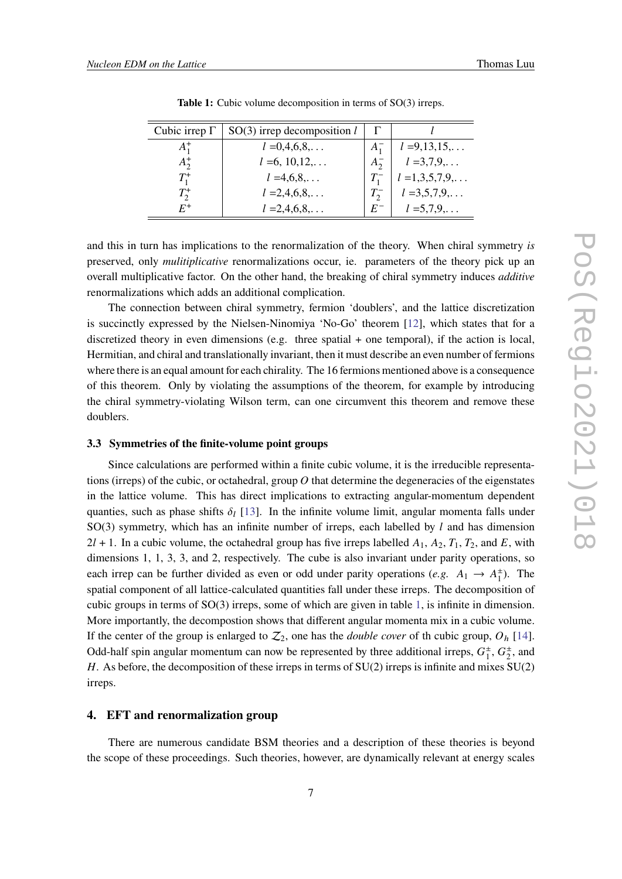**Table 1:** Cubic volume decomposition in terms of SO(3) irreps.

| Cubic irrep Γ | SO(3) irrep decomposition $l$ | Γ | $l$ |
|---|---|---|---|
| $A_1^+$ | $l$ =0,4,6,8,... | $A_1^-$ | $l$ =9,13,15,... |
| $A_2^+$ | $l$ =6, 10,12,... | $A_2^-$ | $l$ =3,7,9,... |
| $T_1^+$ | $l$ =4,6,8,... | $T_1^-$ | $l$ =1,3,5,7,9,... |
| $T_2^+$ | $l$ =2,4,6,8,... | $T_2^-$ | $l$ =3,5,7,9,... |
| $E^+$ | $l$ =2,4,6,8,... | $E^-$ | $l$ =5,7,9,... |

and this in turn has implications to the renormalization of the theory. When chiral symmetry *is* preserved, only *mulitiplicative* renormalizations occur, ie. parameters of the theory pick up an overall multiplicative factor. On the other hand, the breaking of chiral symmetry induces *additive* renormalizations which adds an additional complication.

The connection between chiral symmetry, fermion 'doublers', and the lattice discretization is succinctly expressed by the Nielsen-Ninomiya 'No-Go' theorem [12], which states that for a discretized theory in even dimensions (e.g. three spatial + one temporal), if the action is local, Hermitian, and chiral and translationally invariant, then it must describe an even number of fermions where there is an equal amount for each chirality. The 16 fermions mentioned above is a consequence of this theorem. Only by violating the assumptions of the theorem, for example by introducing the chiral symmetry-violating Wilson term, can one circumvent this theorem and remove these doublers.

### 3.3 Symmetries of the finite-volume point groups

Since calculations are performed within a finite cubic volume, it is the irreducible representations (irreps) of the cubic, or octahedral, group $O$ that determine the degeneracies of the eigenstates in the lattice volume. This has direct implications to extracting angular-momentum dependent quanties, such as phase shifts $\delta_l$ [13]. In the infinite volume limit, angular momenta falls under SO(3) symmetry, which has an infinite number of irreps, each labelled by $l$ and has dimension $2l + 1$. In a cubic volume, the octahedral group has five irreps labelled $A_1$, $A_2$, $T_1$, $T_2$, and $E$, with dimensions 1, 1, 3, 3, and 2, respectively. The cube is also invariant under parity operations, so each irrep can be further divided as even or odd under parity operations (*e.g.* $A_1 \to A_1^{\pm}$). The spatial component of all lattice-calculated quantities fall under these irreps. The decomposition of cubic groups in terms of SO(3) irreps, some of which are given in table 1, is infinite in dimension. More importantly, the decompostion shows that different angular momenta mix in a cubic volume. If the center of the group is enlarged to $\mathcal{Z}_2$, one has the *double cover* of th cubic group, $O_h$ [14]. Odd-half spin angular momentum can now be represented by three additional irreps, $G_1^{\pm}$, $G_2^{\pm}$, and $H$. As before, the decomposition of these irreps in terms of SU(2) irreps is infinite and mixes SU(2) irreps.

## 4. EFT and renormalization group

There are numerous candidate BSM theories and a description of these theories is beyond the scope of these proceedings. Such theories, however, are dynamically relevant at energy scales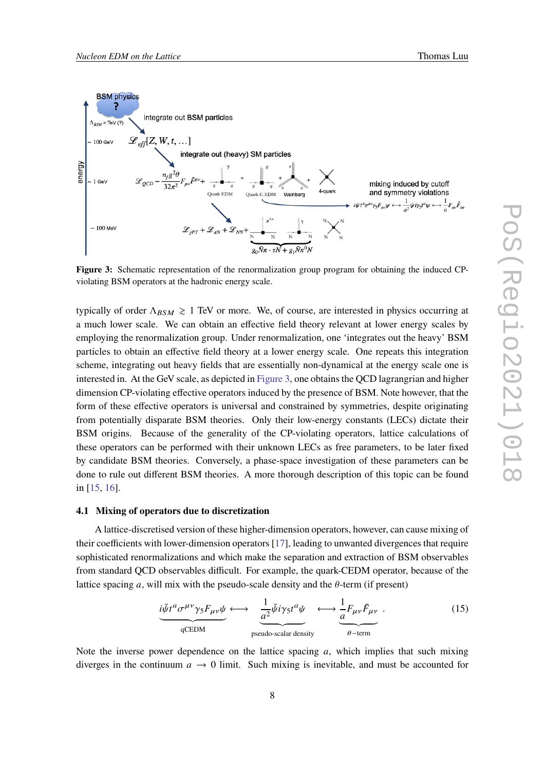Figure 3: Schematic representation of the renormalization group program for obtaining the induced CP-violating BSM operators at the hadronic energy scale.

typically of order $\Lambda_{BSM} \gtrsim 1$ TeV or more. We, of course, are interested in physics occurring at a much lower scale. We can obtain an effective field theory relevant at lower energy scales by employing the renormalization group. Under renormalization, one 'integrates out the heavy' BSM particles to obtain an effective field theory at a lower energy scale. One repeats this integration scheme, integrating out heavy fields that are essentially non-dynamical at the energy scale one is interested in. At the GeV scale, as depicted in Figure 3, one obtains the QCD lagrangrian and higher dimension CP-violating effective operators induced by the presence of BSM. Note however, that the form of these effective operators is universal and constrained by symmetries, despite originating from potentially disparate BSM theories. Only their low-energy constants (LECs) dictate their BSM origins. Because of the generality of the CP-violating operators, lattice calculations of these operators can be performed with their unknown LECs as free parameters, to be later fixed by candidate BSM theories. Conversely, a phase-space investigation of these parameters can be done to rule out different BSM theories. A more thorough description of this topic can be found in [15, 16].

### 4.1 Mixing of operators due to discretization

A lattice-discretised version of these higher-dimension operators, however, can cause mixing of their coefficients with lower-dimension operators [17], leading to unwanted divergences that require sophisticated renormalizations and which make the separation and extraction of BSM observables from standard QCD observables difficult. For example, the quark-CEDM operator, because of the lattice spacing $a$, will mix with the pseudo-scale density and the $\theta$-term (if present)

$$\underbrace{i\bar{\psi}t^a\sigma^{\mu\nu}\gamma_5 F_{\mu\nu}\psi}_{\text{qCEDM}} \longleftrightarrow \underbrace{\frac{1}{a^2}\bar{\psi}i\gamma_5 t^a\psi}_{\text{pseudo-scalar density}} \longleftrightarrow \underbrace{\frac{1}{a}F_{\mu\nu}\tilde{F}_{\mu\nu}}_{\theta-\text{term}} . \tag{15}$$

Note the inverse power dependence on the lattice spacing $a$, which implies that such mixing diverges in the continuum $a \to 0$ limit. Such mixing is inevitable, and must be accounted for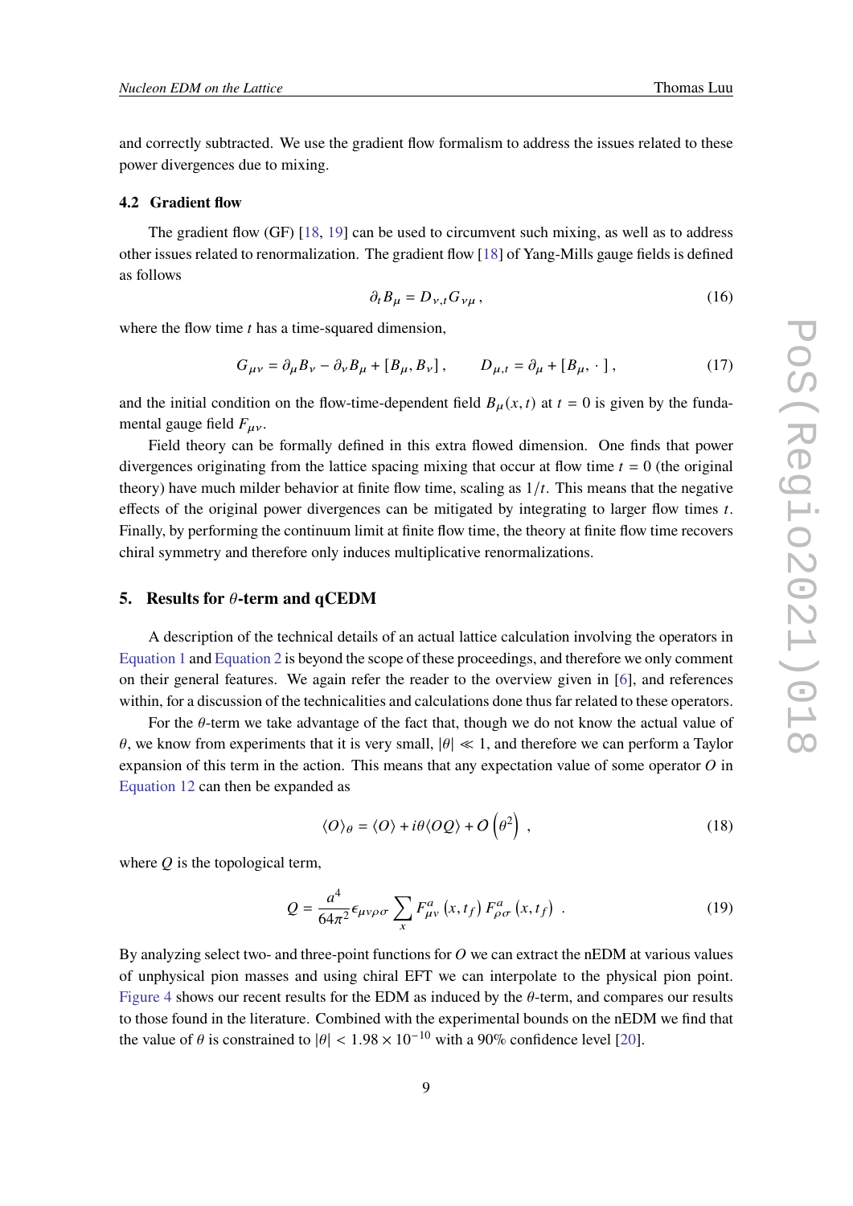and correctly subtracted. We use the gradient flow formalism to address the issues related to these power divergences due to mixing.

### 4.2 Gradient flow

The gradient flow (GF) [18, 19] can be used to circumvent such mixing, as well as to address other issues related to renormalization. The gradient flow [18] of Yang-Mills gauge fields is defined as follows

$$\partial_t B_\mu = D_{\nu,t} G_{\nu\mu} \,, \tag{16}$$

where the flow time $t$ has a time-squared dimension,

$$G_{\mu\nu} = \partial_\mu B_\nu - \partial_\nu B_\mu + [B_\mu, B_\nu] \,, \qquad D_{\mu,t} = \partial_\mu + [B_\mu, \cdot\,] \,, \tag{17}$$

and the initial condition on the flow-time-dependent field $B_\mu(x,t)$ at $t = 0$ is given by the fundamental gauge field $F_{\mu\nu}$.

Field theory can be formally defined in this extra flowed dimension. One finds that power divergences originating from the lattice spacing mixing that occur at flow time $t = 0$ (the original theory) have much milder behavior at finite flow time, scaling as $1/t$. This means that the negative effects of the original power divergences can be mitigated by integrating to larger flow times $t$. Finally, by performing the continuum limit at finite flow time, the theory at finite flow time recovers chiral symmetry and therefore only induces multiplicative renormalizations.

## 5. Results for $\theta$-term and qCEDM

A description of the technical details of an actual lattice calculation involving the operators in Equation 1 and Equation 2 is beyond the scope of these proceedings, and therefore we only comment on their general features. We again refer the reader to the overview given in [6], and references within, for a discussion of the technicalities and calculations done thus far related to these operators.

For the $\theta$-term we take advantage of the fact that, though we do not know the actual value of $\theta$, we know from experiments that it is very small, $|\theta| \ll 1$, and therefore we can perform a Taylor expansion of this term in the action. This means that any expectation value of some operator $O$ in Equation 12 can then be expanded as

$$\langle O \rangle_\theta = \langle O \rangle + i\theta \langle OQ \rangle + O\left(\theta^2\right) \,, \tag{18}$$

where $Q$ is the topological term,

$$Q = \frac{a^4}{64\pi^2} \epsilon_{\mu\nu\rho\sigma} \sum_x F^a_{\mu\nu}\left(x, t_f\right) F^a_{\rho\sigma}\left(x, t_f\right) \,. \tag{19}$$

By analyzing select two- and three-point functions for $O$ we can extract the nEDM at various values of unphysical pion masses and using chiral EFT we can interpolate to the physical pion point. Figure 4 shows our recent results for the EDM as induced by the $\theta$-term, and compares our results to those found in the literature. Combined with the experimental bounds on the nEDM we find that the value of $\theta$ is constrained to $|\theta| < 1.98 \times 10^{-10}$ with a 90% confidence level [20].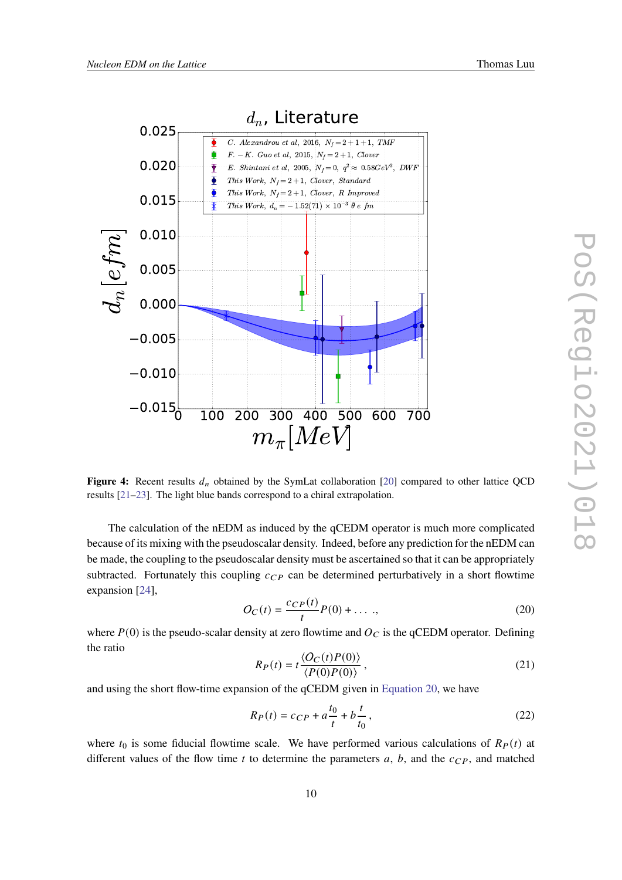**Figure 4:** Recent results $d_n$ obtained by the SymLat collaboration [20] compared to other lattice QCD results [21–23]. The light blue bands correspond to a chiral extrapolation.

The calculation of the nEDM as induced by the qCEDM operator is much more complicated because of its mixing with the pseudoscalar density. Indeed, before any prediction for the nEDM can be made, the coupling to the pseudoscalar density must be ascertained so that it can be appropriately subtracted. Fortunately this coupling $c_{CP}$ can be determined perturbatively in a short flowtime expansion [24],

$$O_C(t) = \frac{c_{CP}(t)}{t} P(0) + \ldots ., \tag{20}$$

where $P(0)$ is the pseudo-scalar density at zero flowtime and $O_C$ is the qCEDM operator. Defining the ratio

$$R_P(t) = t \frac{\langle O_C(t) P(0) \rangle}{\langle P(0) P(0) \rangle}, \tag{21}$$

and using the short flow-time expansion of the qCEDM given in Equation 20, we have

$$R_P(t) = c_{CP} + a\frac{t_0}{t} + b\frac{t}{t_0}, \tag{22}$$

where $t_0$ is some fiducial flowtime scale. We have performed various calculations of $R_P(t)$ at different values of the flow time $t$ to determine the parameters $a$, $b$, and the $c_{CP}$, and matched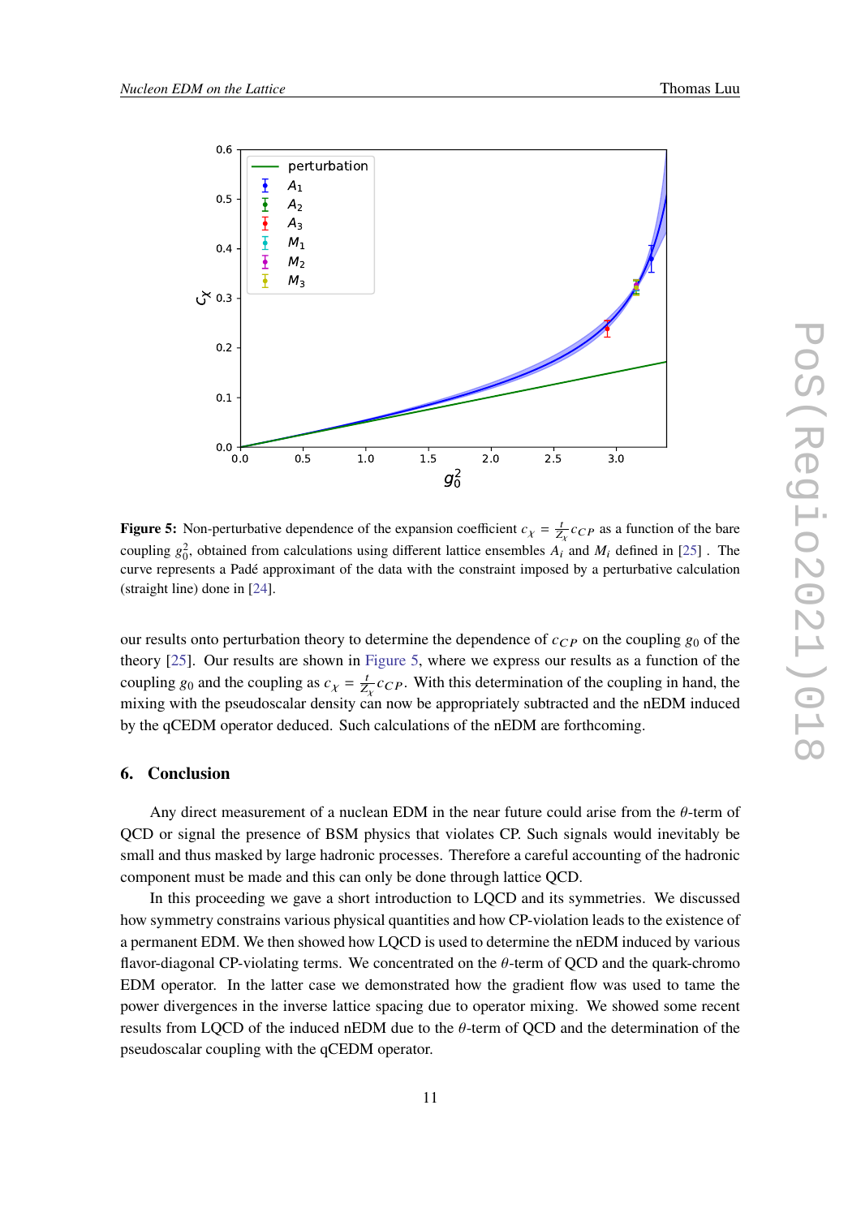**Figure 5:** Non-perturbative dependence of the expansion coefficient $c_\chi = \frac{t}{Z_\chi} c_{CP}$ as a function of the bare coupling $g_0^2$, obtained from calculations using different lattice ensembles $A_i$ and $M_i$ defined in [25] . The curve represents a Padé approximant of the data with the constraint imposed by a perturbative calculation (straight line) done in [24].

our results onto perturbation theory to determine the dependence of $c_{CP}$ on the coupling $g_0$ of the theory [25]. Our results are shown in Figure 5, where we express our results as a function of the coupling $g_0$ and the coupling as $c_\chi = \frac{t}{Z_\chi} c_{CP}$. With this determination of the coupling in hand, the mixing with the pseudoscalar density can now be appropriately subtracted and the nEDM induced by the qCEDM operator deduced. Such calculations of the nEDM are forthcoming.

## 6. Conclusion

Any direct measurement of a nuclean EDM in the near future could arise from the $\theta$-term of QCD or signal the presence of BSM physics that violates CP. Such signals would inevitably be small and thus masked by large hadronic processes. Therefore a careful accounting of the hadronic component must be made and this can only be done through lattice QCD.

In this proceeding we gave a short introduction to LQCD and its symmetries. We discussed how symmetry constrains various physical quantities and how CP-violation leads to the existence of a permanent EDM. We then showed how LQCD is used to determine the nEDM induced by various flavor-diagonal CP-violating terms. We concentrated on the $\theta$-term of QCD and the quark-chromo EDM operator. In the latter case we demonstrated how the gradient flow was used to tame the power divergences in the inverse lattice spacing due to operator mixing. We showed some recent results from LQCD of the induced nEDM due to the $\theta$-term of QCD and the determination of the pseudoscalar coupling with the qCEDM operator.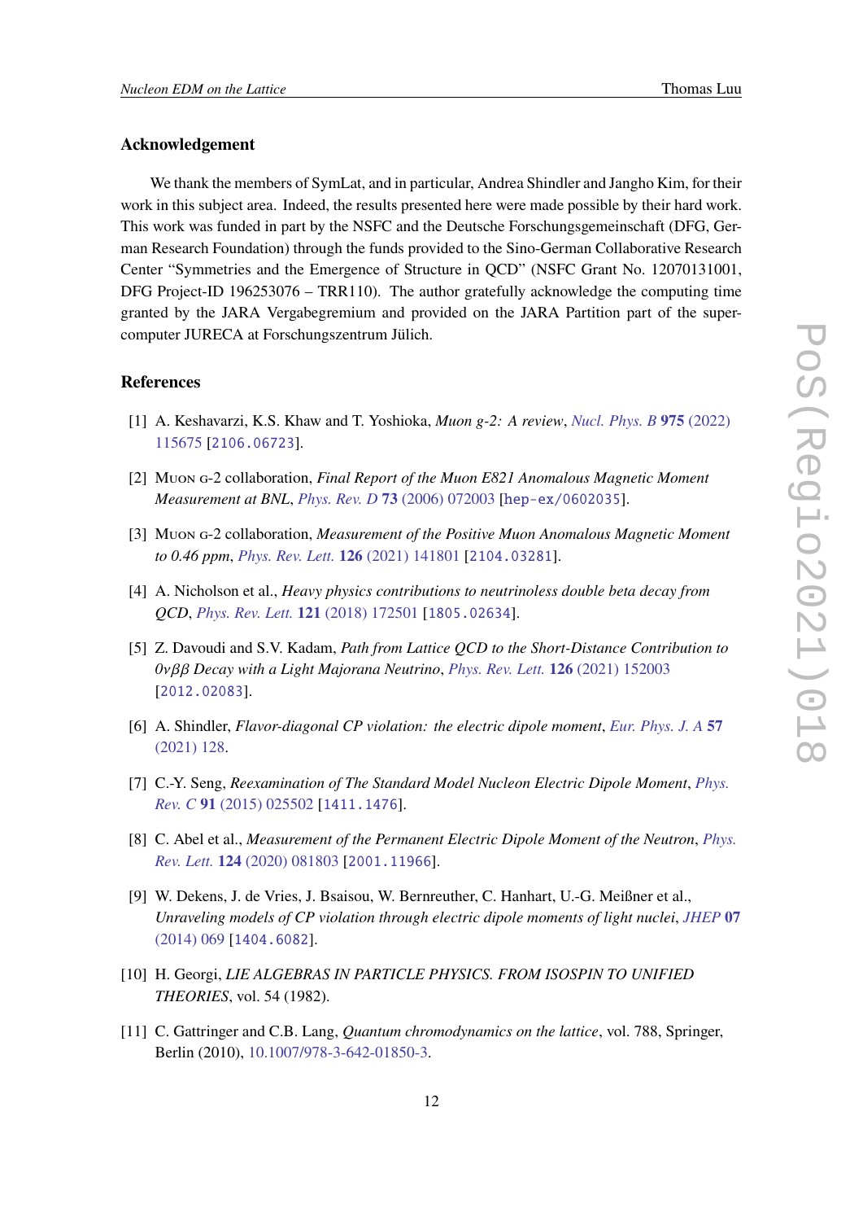## Acknowledgement

We thank the members of SymLat, and in particular, Andrea Shindler and Jangho Kim, for their work in this subject area. Indeed, the results presented here were made possible by their hard work. This work was funded in part by the NSFC and the Deutsche Forschungsgemeinschaft (DFG, German Research Foundation) through the funds provided to the Sino-German Collaborative Research Center "Symmetries and the Emergence of Structure in QCD" (NSFC Grant No. 12070131001, DFG Project-ID 196253076 – TRR110). The author gratefully acknowledge the computing time granted by the JARA Vergabegremium and provided on the JARA Partition part of the supercomputer JURECA at Forschungszentrum Jülich.

## References

[1] A. Keshavarzi, K.S. Khaw and T. Yoshioka, *Muon g-2: A review*, *Nucl. Phys. B* **975** (2022) 115675 [2106.06723].

[2] Muon g-2 collaboration, *Final Report of the Muon E821 Anomalous Magnetic Moment Measurement at BNL*, *Phys. Rev. D* **73** (2006) 072003 [hep-ex/0602035].

[3] Muon g-2 collaboration, *Measurement of the Positive Muon Anomalous Magnetic Moment to 0.46 ppm*, *Phys. Rev. Lett.* **126** (2021) 141801 [2104.03281].

[4] A. Nicholson et al., *Heavy physics contributions to neutrinoless double beta decay from QCD*, *Phys. Rev. Lett.* **121** (2018) 172501 [1805.02634].

[5] Z. Davoudi and S.V. Kadam, *Path from Lattice QCD to the Short-Distance Contribution to $0\nu\beta\beta$ Decay with a Light Majorana Neutrino*, *Phys. Rev. Lett.* **126** (2021) 152003 [2012.02083].

[6] A. Shindler, *Flavor-diagonal CP violation: the electric dipole moment*, *Eur. Phys. J. A* **57** (2021) 128.

[7] C.-Y. Seng, *Reexamination of The Standard Model Nucleon Electric Dipole Moment*, *Phys. Rev. C* **91** (2015) 025502 [1411.1476].

[8] C. Abel et al., *Measurement of the Permanent Electric Dipole Moment of the Neutron*, *Phys. Rev. Lett.* **124** (2020) 081803 [2001.11966].

[9] W. Dekens, J. de Vries, J. Bsaisou, W. Bernreuther, C. Hanhart, U.-G. Meißner et al., *Unraveling models of CP violation through electric dipole moments of light nuclei*, *JHEP* **07** (2014) 069 [1404.6082].

[10] H. Georgi, *LIE ALGEBRAS IN PARTICLE PHYSICS. FROM ISOSPIN TO UNIFIED THEORIES*, vol. 54 (1982).

[11] C. Gattringer and C.B. Lang, *Quantum chromodynamics on the lattice*, vol. 788, Springer, Berlin (2010), 10.1007/978-3-642-01850-3.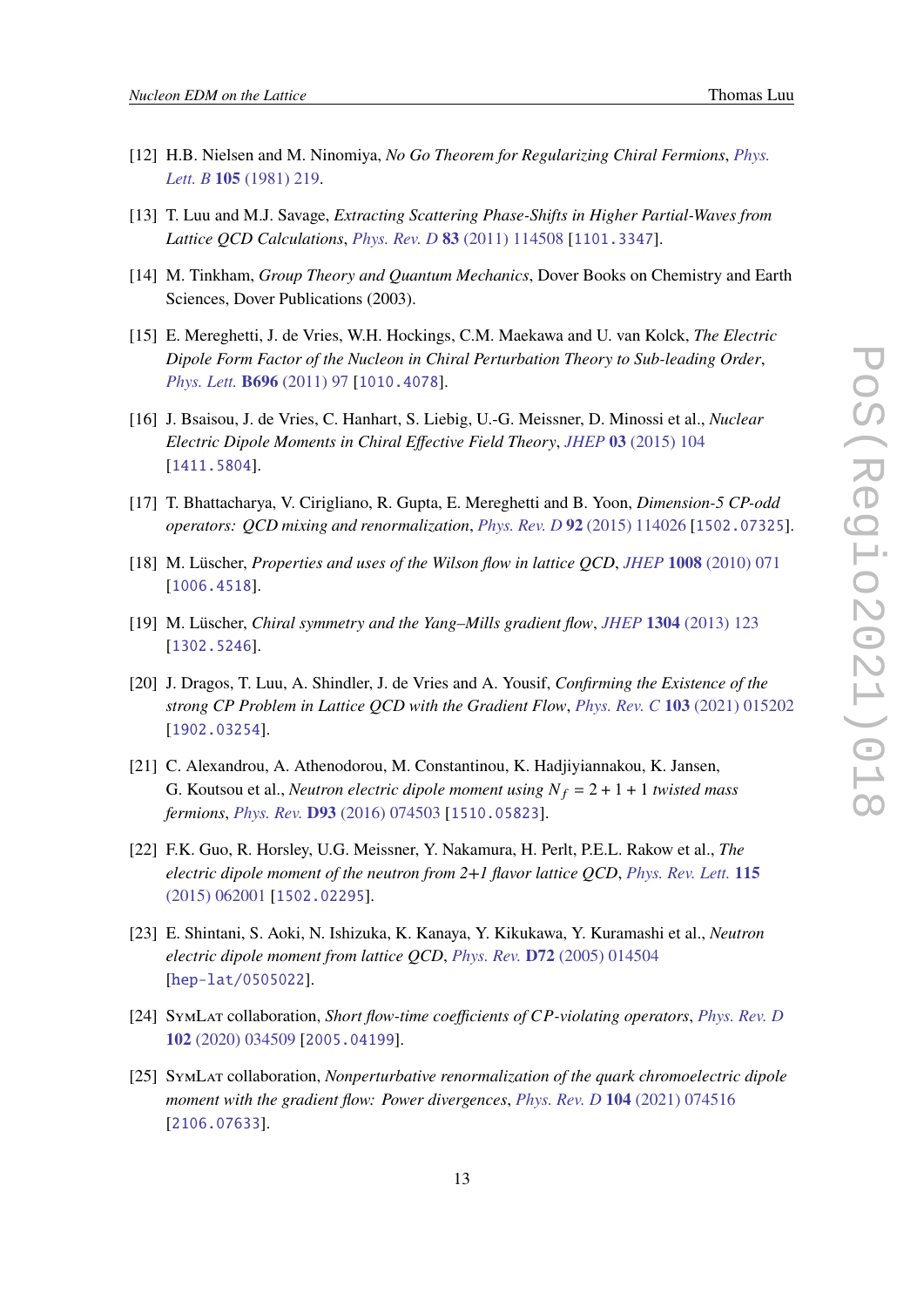[12] H.B. Nielsen and M. Ninomiya, *No Go Theorem for Regularizing Chiral Fermions*, *Phys. Lett. B* **105** (1981) 219.

[13] T. Luu and M.J. Savage, *Extracting Scattering Phase-Shifts in Higher Partial-Waves from Lattice QCD Calculations*, *Phys. Rev. D* **83** (2011) 114508 [1101.3347].

[14] M. Tinkham, *Group Theory and Quantum Mechanics*, Dover Books on Chemistry and Earth Sciences, Dover Publications (2003).

[15] E. Mereghetti, J. de Vries, W.H. Hockings, C.M. Maekawa and U. van Kolck, *The Electric Dipole Form Factor of the Nucleon in Chiral Perturbation Theory to Sub-leading Order*, *Phys. Lett.* **B696** (2011) 97 [1010.4078].

[16] J. Bsaisou, J. de Vries, C. Hanhart, S. Liebig, U.-G. Meissner, D. Minossi et al., *Nuclear Electric Dipole Moments in Chiral Effective Field Theory*, *JHEP* **03** (2015) 104 [1411.5804].

[17] T. Bhattacharya, V. Cirigliano, R. Gupta, E. Mereghetti and B. Yoon, *Dimension-5 CP-odd operators: QCD mixing and renormalization*, *Phys. Rev. D* **92** (2015) 114026 [1502.07325].

[18] M. Lüscher, *Properties and uses of the Wilson flow in lattice QCD*, *JHEP* **1008** (2010) 071 [1006.4518].

[19] M. Lüscher, *Chiral symmetry and the Yang–Mills gradient flow*, *JHEP* **1304** (2013) 123 [1302.5246].

[20] J. Dragos, T. Luu, A. Shindler, J. de Vries and A. Yousif, *Confirming the Existence of the strong CP Problem in Lattice QCD with the Gradient Flow*, *Phys. Rev. C* **103** (2021) 015202 [1902.03254].

[21] C. Alexandrou, A. Athenodorou, M. Constantinou, K. Hadjiyiannakou, K. Jansen, G. Koutsou et al., *Neutron electric dipole moment using $N_f = 2 + 1 + 1$ twisted mass fermions*, *Phys. Rev.* **D93** (2016) 074503 [1510.05823].

[22] F.K. Guo, R. Horsley, U.G. Meissner, Y. Nakamura, H. Perlt, P.E.L. Rakow et al., *The electric dipole moment of the neutron from 2+1 flavor lattice QCD*, *Phys. Rev. Lett.* **115** (2015) 062001 [1502.02295].

[23] E. Shintani, S. Aoki, N. Ishizuka, K. Kanaya, Y. Kikukawa, Y. Kuramashi et al., *Neutron electric dipole moment from lattice QCD*, *Phys. Rev.* **D72** (2005) 014504 [hep-lat/0505022].

[24] SymLat collaboration, *Short flow-time coefficients of CP-violating operators*, *Phys. Rev. D* **102** (2020) 034509 [2005.04199].

[25] SymLat collaboration, *Nonperturbative renormalization of the quark chromoelectric dipole moment with the gradient flow: Power divergences*, *Phys. Rev. D* **104** (2021) 074516 [2106.07633].